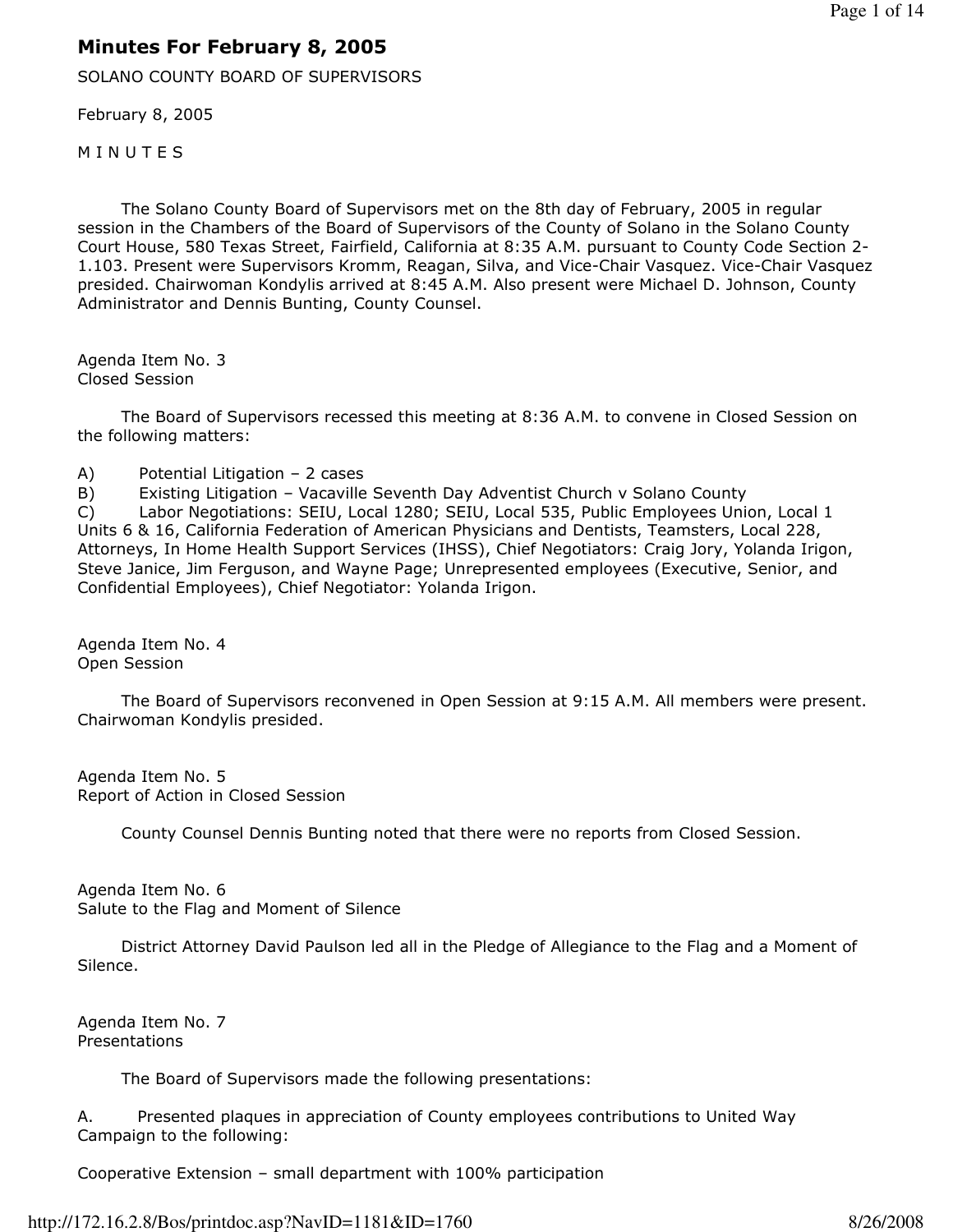# Minutes For February 8, 2005

SOLANO COUNTY BOARD OF SUPERVISORS

February 8, 2005

M I N U T E S

The Solano County Board of Supervisors met on the 8th day of February, 2005 in regular session in the Chambers of the Board of Supervisors of the County of Solano in the Solano County Court House, 580 Texas Street, Fairfield, California at 8:35 A.M. pursuant to County Code Section 2-1.103. Present were Supervisors Kromm, Reagan, Silva, and Vice-Chair Vasquez. Vice-Chair Vasquez presided. Chairwoman Kondylis arrived at 8:45 A.M. Also present were Michael D. Johnson, County Administrator and Dennis Bunting, County Counsel.

Agenda Item No. 3
Closed Session

The Board of Supervisors recessed this meeting at 8:36 A.M. to convene in Closed Session on the following matters:

A) Potential Litigation – 2 cases
B) Existing Litigation – Vacaville Seventh Day Adventist Church v Solano County
C) Labor Negotiations: SEIU, Local 1280; SEIU, Local 535, Public Employees Union, Local 1 Units 6 & 16, California Federation of American Physicians and Dentists, Teamsters, Local 228, Attorneys, In Home Health Support Services (IHSS), Chief Negotiators: Craig Jory, Yolanda Irigon, Steve Janice, Jim Ferguson, and Wayne Page; Unrepresented employees (Executive, Senior, and Confidential Employees), Chief Negotiator: Yolanda Irigon.

Agenda Item No. 4
Open Session

The Board of Supervisors reconvened in Open Session at 9:15 A.M. All members were present. Chairwoman Kondylis presided.

Agenda Item No. 5
Report of Action in Closed Session

County Counsel Dennis Bunting noted that there were no reports from Closed Session.

Agenda Item No. 6
Salute to the Flag and Moment of Silence

District Attorney David Paulson led all in the Pledge of Allegiance to the Flag and a Moment of Silence.

Agenda Item No. 7
Presentations

The Board of Supervisors made the following presentations:

A. Presented plaques in appreciation of County employees contributions to United Way Campaign to the following:

Cooperative Extension – small department with 100% participation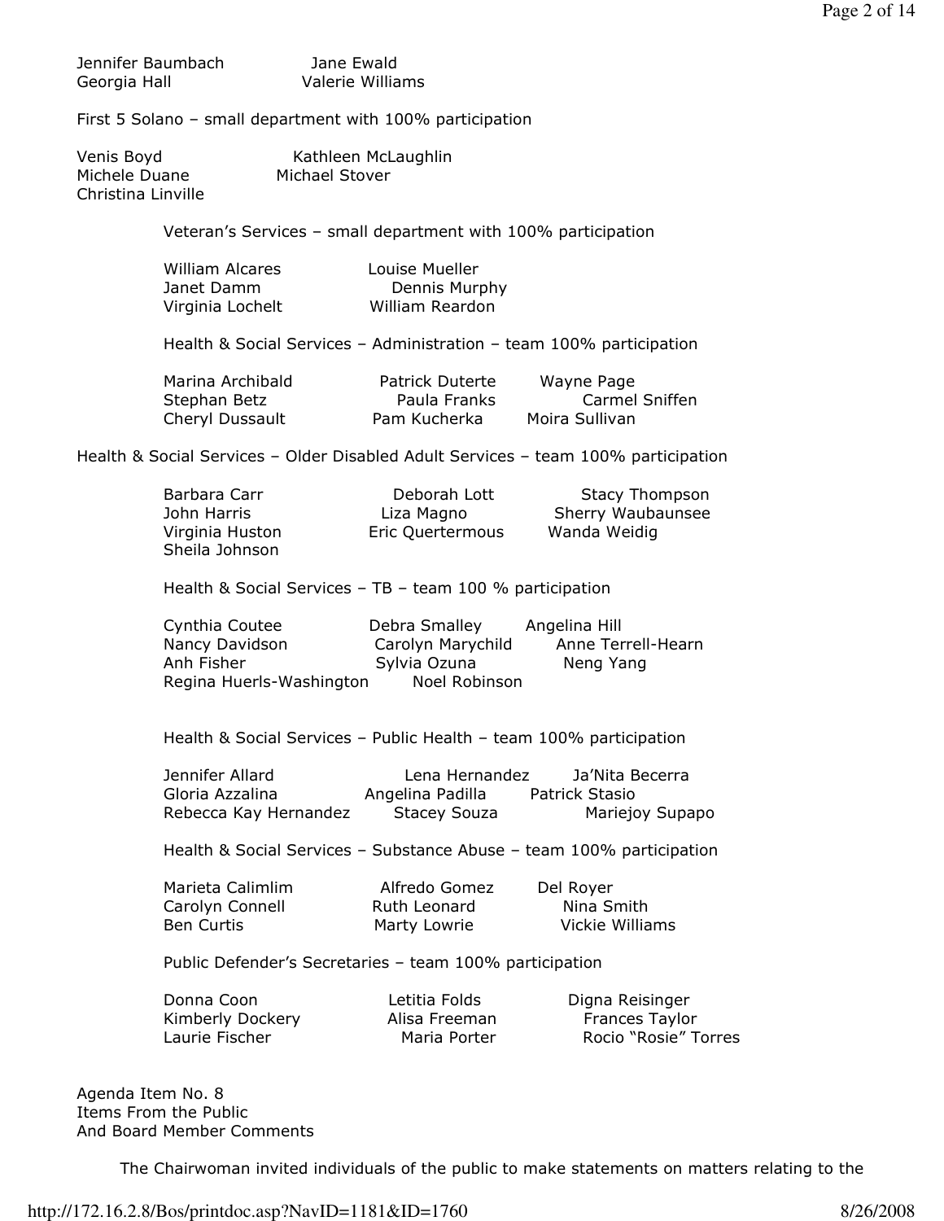Jennifer Baumbach Jane Ewald
Georgia Hall Valerie Williams

First 5 Solano – small department with 100% participation

Venis Boyd Kathleen McLaughlin
Michele Duane Michael Stover
Christina Linville

Veteran's Services – small department with 100% participation

William Alcares Louise Mueller
Janet Damm Dennis Murphy
Virginia Lochelt William Reardon

Health & Social Services – Administration – team 100% participation

Marina Archibald Patrick Duterte Wayne Page
Stephan Betz Paula Franks Carmel Sniffen
Cheryl Dussault Pam Kucherka Moira Sullivan

Health & Social Services – Older Disabled Adult Services – team 100% participation

Barbara Carr Deborah Lott Stacy Thompson
John Harris Liza Magno Sherry Waubaunsee
Virginia Huston Eric Quertermous Wanda Weidig
Sheila Johnson

Health & Social Services – TB – team 100 % participation

Cynthia Coutee Debra Smalley Angelina Hill
Nancy Davidson Carolyn Marychild Anne Terrell-Hearn
Anh Fisher Sylvia Ozuna Neng Yang
Regina Huerls-Washington Noel Robinson

Health & Social Services – Public Health – team 100% participation

Jennifer Allard Lena Hernandez Ja'Nita Becerra
Gloria Azzalina Angelina Padilla Patrick Stasio
Rebecca Kay Hernandez Stacey Souza Mariejoy Supapo

Health & Social Services – Substance Abuse – team 100% participation

Marieta Calimlim Alfredo Gomez Del Royer
Carolyn Connell Ruth Leonard Nina Smith
Ben Curtis Marty Lowrie Vickie Williams

Public Defender's Secretaries – team 100% participation

Donna Coon Letitia Folds Digna Reisinger
Kimberly Dockery Alisa Freeman Frances Taylor
Laurie Fischer Maria Porter Rocio "Rosie" Torres

Agenda Item No. 8
Items From the Public
And Board Member Comments

The Chairwoman invited individuals of the public to make statements on matters relating to the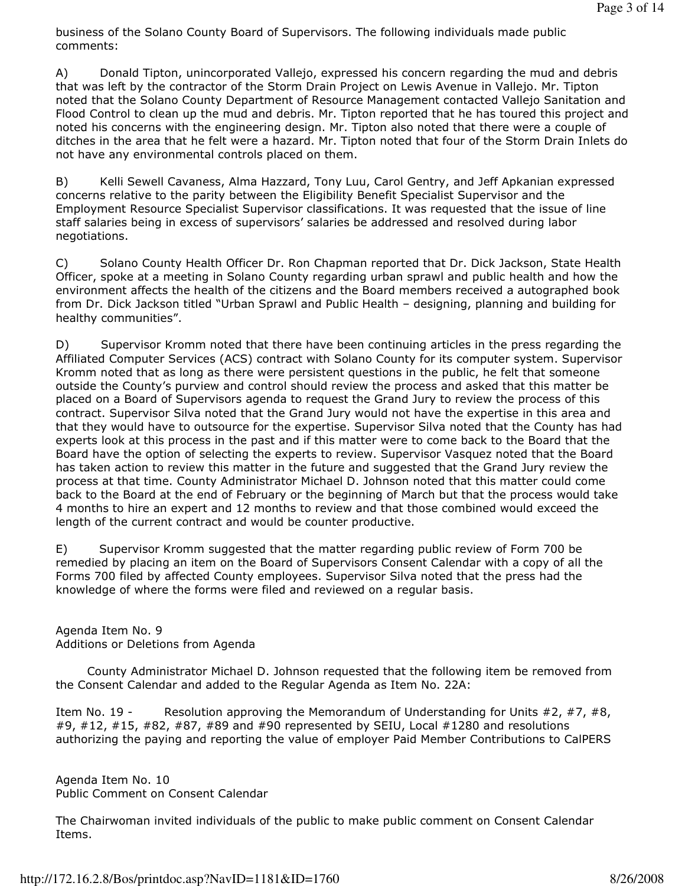business of the Solano County Board of Supervisors. The following individuals made public comments:

A) Donald Tipton, unincorporated Vallejo, expressed his concern regarding the mud and debris that was left by the contractor of the Storm Drain Project on Lewis Avenue in Vallejo. Mr. Tipton noted that the Solano County Department of Resource Management contacted Vallejo Sanitation and Flood Control to clean up the mud and debris. Mr. Tipton reported that he has toured this project and noted his concerns with the engineering design. Mr. Tipton also noted that there were a couple of ditches in the area that he felt were a hazard. Mr. Tipton noted that four of the Storm Drain Inlets do not have any environmental controls placed on them.

B) Kelli Sewell Cavaness, Alma Hazzard, Tony Luu, Carol Gentry, and Jeff Apkanian expressed concerns relative to the parity between the Eligibility Benefit Specialist Supervisor and the Employment Resource Specialist Supervisor classifications. It was requested that the issue of line staff salaries being in excess of supervisors' salaries be addressed and resolved during labor negotiations.

C) Solano County Health Officer Dr. Ron Chapman reported that Dr. Dick Jackson, State Health Officer, spoke at a meeting in Solano County regarding urban sprawl and public health and how the environment affects the health of the citizens and the Board members received a autographed book from Dr. Dick Jackson titled "Urban Sprawl and Public Health – designing, planning and building for healthy communities".

D) Supervisor Kromm noted that there have been continuing articles in the press regarding the Affiliated Computer Services (ACS) contract with Solano County for its computer system. Supervisor Kromm noted that as long as there were persistent questions in the public, he felt that someone outside the County's purview and control should review the process and asked that this matter be placed on a Board of Supervisors agenda to request the Grand Jury to review the process of this contract. Supervisor Silva noted that the Grand Jury would not have the expertise in this area and that they would have to outsource for the expertise. Supervisor Silva noted that the County has had experts look at this process in the past and if this matter were to come back to the Board that the Board have the option of selecting the experts to review. Supervisor Vasquez noted that the Board has taken action to review this matter in the future and suggested that the Grand Jury review the process at that time. County Administrator Michael D. Johnson noted that this matter could come back to the Board at the end of February or the beginning of March but that the process would take 4 months to hire an expert and 12 months to review and that those combined would exceed the length of the current contract and would be counter productive.

E) Supervisor Kromm suggested that the matter regarding public review of Form 700 be remedied by placing an item on the Board of Supervisors Consent Calendar with a copy of all the Forms 700 filed by affected County employees. Supervisor Silva noted that the press had the knowledge of where the forms were filed and reviewed on a regular basis.

Agenda Item No. 9
Additions or Deletions from Agenda

County Administrator Michael D. Johnson requested that the following item be removed from the Consent Calendar and added to the Regular Agenda as Item No. 22A:

Item No. 19 - Resolution approving the Memorandum of Understanding for Units #2, #7, #8, #9, #12, #15, #82, #87, #89 and #90 represented by SEIU, Local #1280 and resolutions authorizing the paying and reporting the value of employer Paid Member Contributions to CalPERS

Agenda Item No. 10
Public Comment on Consent Calendar

The Chairwoman invited individuals of the public to make public comment on Consent Calendar Items.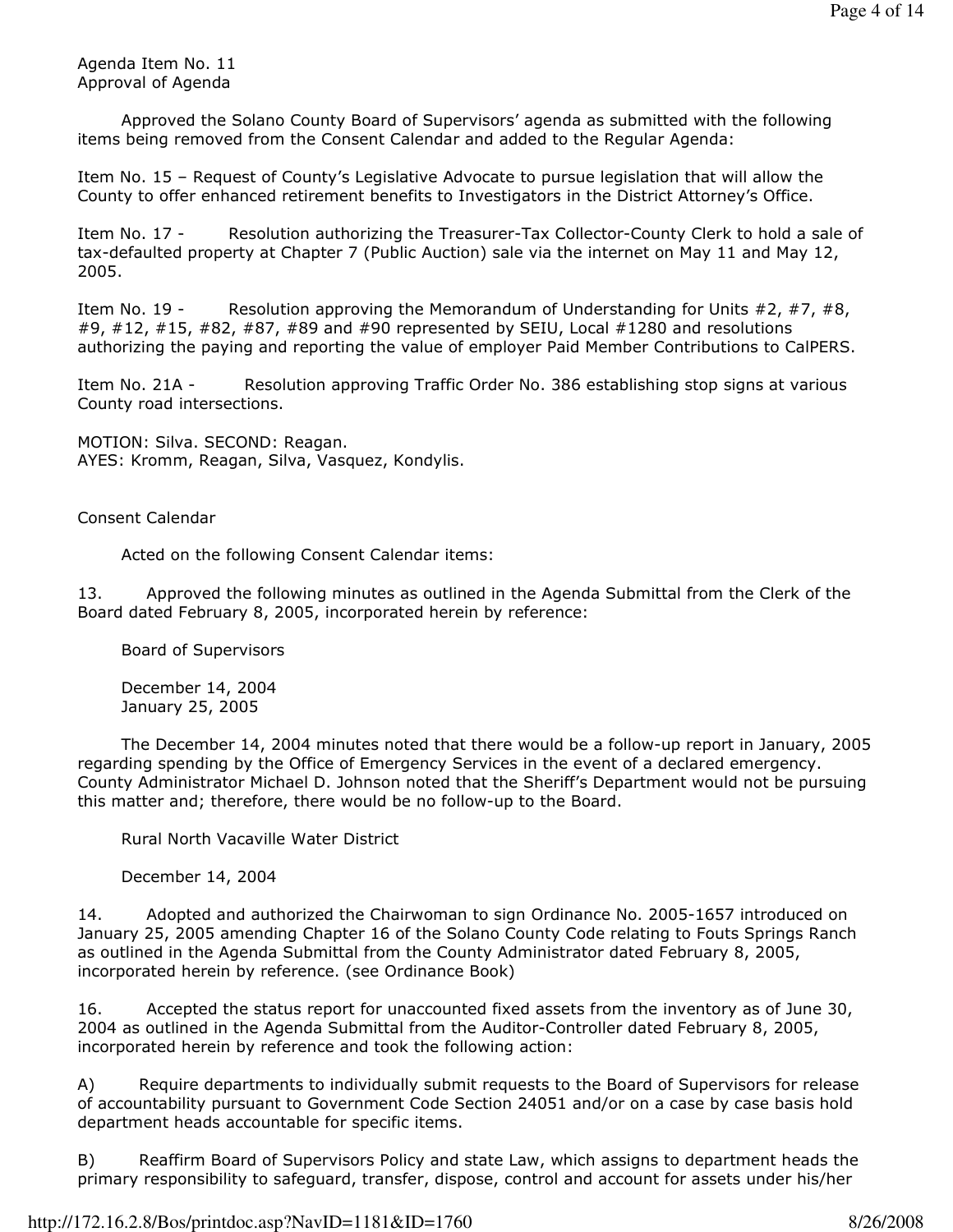Agenda Item No. 11
Approval of Agenda

Approved the Solano County Board of Supervisors' agenda as submitted with the following items being removed from the Consent Calendar and added to the Regular Agenda:

Item No. 15 – Request of County's Legislative Advocate to pursue legislation that will allow the County to offer enhanced retirement benefits to Investigators in the District Attorney's Office.

Item No. 17 - Resolution authorizing the Treasurer-Tax Collector-County Clerk to hold a sale of tax-defaulted property at Chapter 7 (Public Auction) sale via the internet on May 11 and May 12, 2005.

Item No. 19 - Resolution approving the Memorandum of Understanding for Units #2, #7, #8, #9, #12, #15, #82, #87, #89 and #90 represented by SEIU, Local #1280 and resolutions authorizing the paying and reporting the value of employer Paid Member Contributions to CalPERS.

Item No. 21A - Resolution approving Traffic Order No. 386 establishing stop signs at various County road intersections.

MOTION: Silva. SECOND: Reagan.
AYES: Kromm, Reagan, Silva, Vasquez, Kondylis.

Consent Calendar

Acted on the following Consent Calendar items:

13. Approved the following minutes as outlined in the Agenda Submittal from the Clerk of the Board dated February 8, 2005, incorporated herein by reference:

Board of Supervisors

December 14, 2004
January 25, 2005

The December 14, 2004 minutes noted that there would be a follow-up report in January, 2005 regarding spending by the Office of Emergency Services in the event of a declared emergency. County Administrator Michael D. Johnson noted that the Sheriff's Department would not be pursuing this matter and; therefore, there would be no follow-up to the Board.

Rural North Vacaville Water District

December 14, 2004

14. Adopted and authorized the Chairwoman to sign Ordinance No. 2005-1657 introduced on January 25, 2005 amending Chapter 16 of the Solano County Code relating to Fouts Springs Ranch as outlined in the Agenda Submittal from the County Administrator dated February 8, 2005, incorporated herein by reference. (see Ordinance Book)

16. Accepted the status report for unaccounted fixed assets from the inventory as of June 30, 2004 as outlined in the Agenda Submittal from the Auditor-Controller dated February 8, 2005, incorporated herein by reference and took the following action:

A) Require departments to individually submit requests to the Board of Supervisors for release of accountability pursuant to Government Code Section 24051 and/or on a case by case basis hold department heads accountable for specific items.

B) Reaffirm Board of Supervisors Policy and state Law, which assigns to department heads the primary responsibility to safeguard, transfer, dispose, control and account for assets under his/her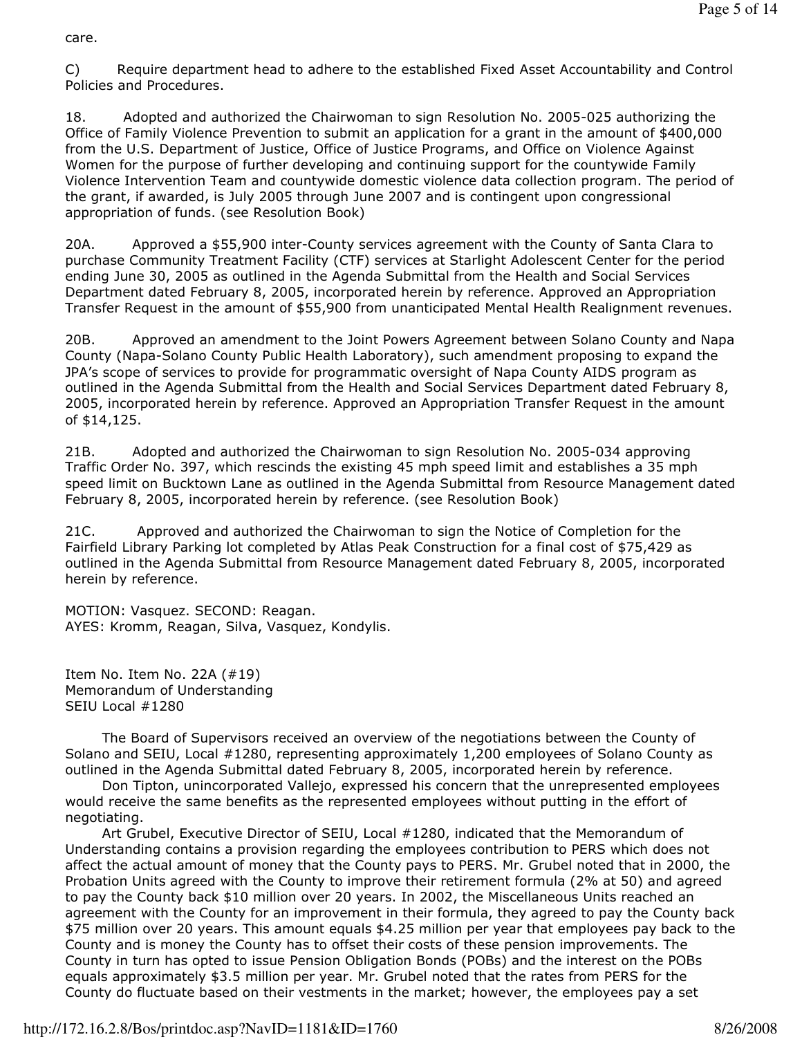care.

C) Require department head to adhere to the established Fixed Asset Accountability and Control Policies and Procedures.

18. Adopted and authorized the Chairwoman to sign Resolution No. 2005-025 authorizing the Office of Family Violence Prevention to submit an application for a grant in the amount of $400,000 from the U.S. Department of Justice, Office of Justice Programs, and Office on Violence Against Women for the purpose of further developing and continuing support for the countywide Family Violence Intervention Team and countywide domestic violence data collection program. The period of the grant, if awarded, is July 2005 through June 2007 and is contingent upon congressional appropriation of funds. (see Resolution Book)

20A. Approved a $55,900 inter-County services agreement with the County of Santa Clara to purchase Community Treatment Facility (CTF) services at Starlight Adolescent Center for the period ending June 30, 2005 as outlined in the Agenda Submittal from the Health and Social Services Department dated February 8, 2005, incorporated herein by reference. Approved an Appropriation Transfer Request in the amount of $55,900 from unanticipated Mental Health Realignment revenues.

20B. Approved an amendment to the Joint Powers Agreement between Solano County and Napa County (Napa-Solano County Public Health Laboratory), such amendment proposing to expand the JPA's scope of services to provide for programmatic oversight of Napa County AIDS program as outlined in the Agenda Submittal from the Health and Social Services Department dated February 8, 2005, incorporated herein by reference. Approved an Appropriation Transfer Request in the amount of $14,125.

21B. Adopted and authorized the Chairwoman to sign Resolution No. 2005-034 approving Traffic Order No. 397, which rescinds the existing 45 mph speed limit and establishes a 35 mph speed limit on Bucktown Lane as outlined in the Agenda Submittal from Resource Management dated February 8, 2005, incorporated herein by reference. (see Resolution Book)

21C. Approved and authorized the Chairwoman to sign the Notice of Completion for the Fairfield Library Parking lot completed by Atlas Peak Construction for a final cost of $75,429 as outlined in the Agenda Submittal from Resource Management dated February 8, 2005, incorporated herein by reference.

MOTION: Vasquez. SECOND: Reagan.
AYES: Kromm, Reagan, Silva, Vasquez, Kondylis.

Item No. Item No. 22A (#19)
Memorandum of Understanding
SEIU Local #1280

The Board of Supervisors received an overview of the negotiations between the County of Solano and SEIU, Local #1280, representing approximately 1,200 employees of Solano County as outlined in the Agenda Submittal dated February 8, 2005, incorporated herein by reference.

Don Tipton, unincorporated Vallejo, expressed his concern that the unrepresented employees would receive the same benefits as the represented employees without putting in the effort of negotiating.

Art Grubel, Executive Director of SEIU, Local #1280, indicated that the Memorandum of Understanding contains a provision regarding the employees contribution to PERS which does not affect the actual amount of money that the County pays to PERS. Mr. Grubel noted that in 2000, the Probation Units agreed with the County to improve their retirement formula (2% at 50) and agreed to pay the County back $10 million over 20 years. In 2002, the Miscellaneous Units reached an agreement with the County for an improvement in their formula, they agreed to pay the County back $75 million over 20 years. This amount equals $4.25 million per year that employees pay back to the County and is money the County has to offset their costs of these pension improvements. The County in turn has opted to issue Pension Obligation Bonds (POBs) and the interest on the POBs equals approximately $3.5 million per year. Mr. Grubel noted that the rates from PERS for the County do fluctuate based on their vestments in the market; however, the employees pay a set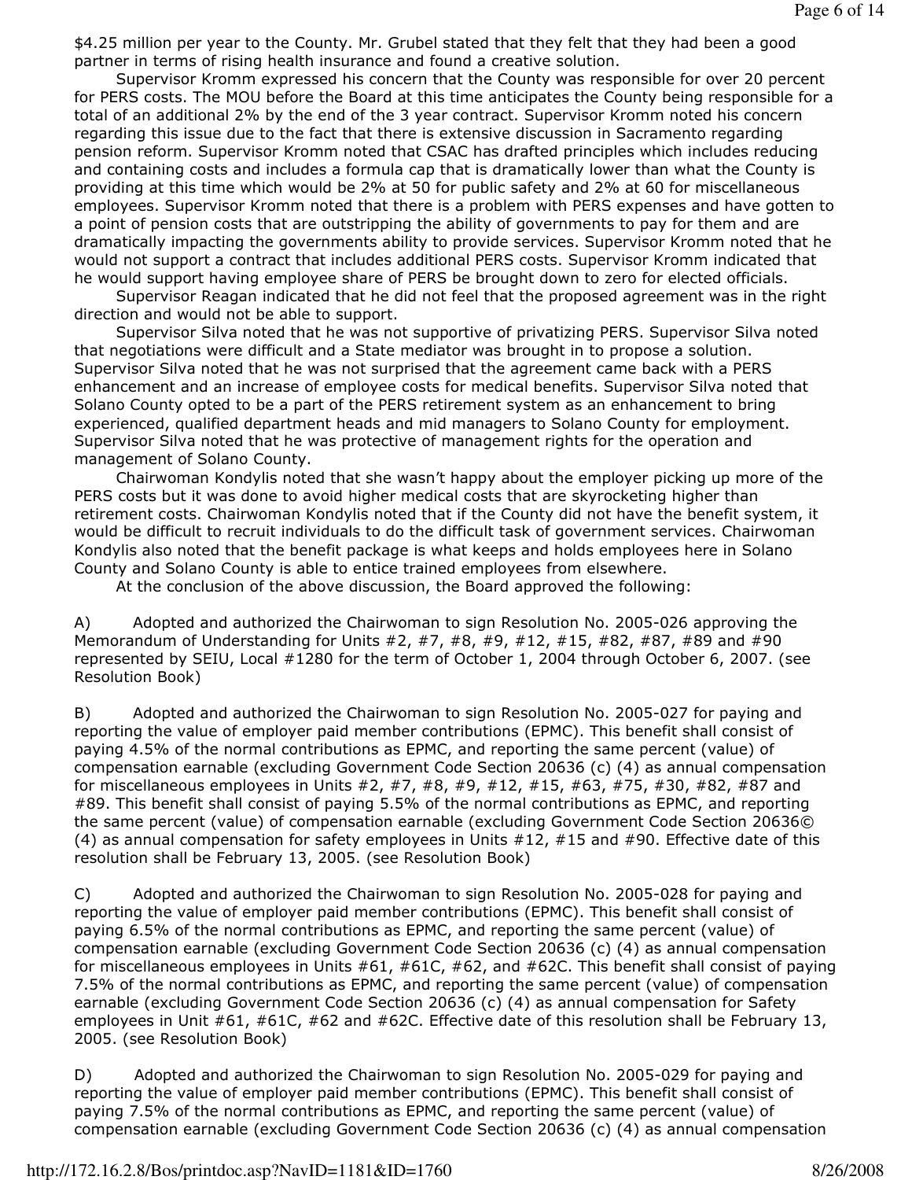$4.25 million per year to the County. Mr. Grubel stated that they felt that they had been a good partner in terms of rising health insurance and found a creative solution.

Supervisor Kromm expressed his concern that the County was responsible for over 20 percent for PERS costs. The MOU before the Board at this time anticipates the County being responsible for a total of an additional 2% by the end of the 3 year contract. Supervisor Kromm noted his concern regarding this issue due to the fact that there is extensive discussion in Sacramento regarding pension reform. Supervisor Kromm noted that CSAC has drafted principles which includes reducing and containing costs and includes a formula cap that is dramatically lower than what the County is providing at this time which would be 2% at 50 for public safety and 2% at 60 for miscellaneous employees. Supervisor Kromm noted that there is a problem with PERS expenses and have gotten to a point of pension costs that are outstripping the ability of governments to pay for them and are dramatically impacting the governments ability to provide services. Supervisor Kromm noted that he would not support a contract that includes additional PERS costs. Supervisor Kromm indicated that he would support having employee share of PERS be brought down to zero for elected officials.

Supervisor Reagan indicated that he did not feel that the proposed agreement was in the right direction and would not be able to support.

Supervisor Silva noted that he was not supportive of privatizing PERS. Supervisor Silva noted that negotiations were difficult and a State mediator was brought in to propose a solution. Supervisor Silva noted that he was not surprised that the agreement came back with a PERS enhancement and an increase of employee costs for medical benefits. Supervisor Silva noted that Solano County opted to be a part of the PERS retirement system as an enhancement to bring experienced, qualified department heads and mid managers to Solano County for employment. Supervisor Silva noted that he was protective of management rights for the operation and management of Solano County.

Chairwoman Kondylis noted that she wasn't happy about the employer picking up more of the PERS costs but it was done to avoid higher medical costs that are skyrocketing higher than retirement costs. Chairwoman Kondylis noted that if the County did not have the benefit system, it would be difficult to recruit individuals to do the difficult task of government services. Chairwoman Kondylis also noted that the benefit package is what keeps and holds employees here in Solano County and Solano County is able to entice trained employees from elsewhere.

At the conclusion of the above discussion, the Board approved the following:

A) Adopted and authorized the Chairwoman to sign Resolution No. 2005-026 approving the Memorandum of Understanding for Units #2, #7, #8, #9, #12, #15, #82, #87, #89 and #90 represented by SEIU, Local #1280 for the term of October 1, 2004 through October 6, 2007. (see Resolution Book)

B) Adopted and authorized the Chairwoman to sign Resolution No. 2005-027 for paying and reporting the value of employer paid member contributions (EPMC). This benefit shall consist of paying 4.5% of the normal contributions as EPMC, and reporting the same percent (value) of compensation earnable (excluding Government Code Section 20636 (c) (4) as annual compensation for miscellaneous employees in Units #2, #7, #8, #9, #12, #15, #63, #75, #30, #82, #87 and #89. This benefit shall consist of paying 5.5% of the normal contributions as EPMC, and reporting the same percent (value) of compensation earnable (excluding Government Code Section 20636© (4) as annual compensation for safety employees in Units #12, #15 and #90. Effective date of this resolution shall be February 13, 2005. (see Resolution Book)

C) Adopted and authorized the Chairwoman to sign Resolution No. 2005-028 for paying and reporting the value of employer paid member contributions (EPMC). This benefit shall consist of paying 6.5% of the normal contributions as EPMC, and reporting the same percent (value) of compensation earnable (excluding Government Code Section 20636 (c) (4) as annual compensation for miscellaneous employees in Units #61, #61C, #62, and #62C. This benefit shall consist of paying 7.5% of the normal contributions as EPMC, and reporting the same percent (value) of compensation earnable (excluding Government Code Section 20636 (c) (4) as annual compensation for Safety employees in Unit #61, #61C, #62 and #62C. Effective date of this resolution shall be February 13, 2005. (see Resolution Book)

D) Adopted and authorized the Chairwoman to sign Resolution No. 2005-029 for paying and reporting the value of employer paid member contributions (EPMC). This benefit shall consist of paying 7.5% of the normal contributions as EPMC, and reporting the same percent (value) of compensation earnable (excluding Government Code Section 20636 (c) (4) as annual compensation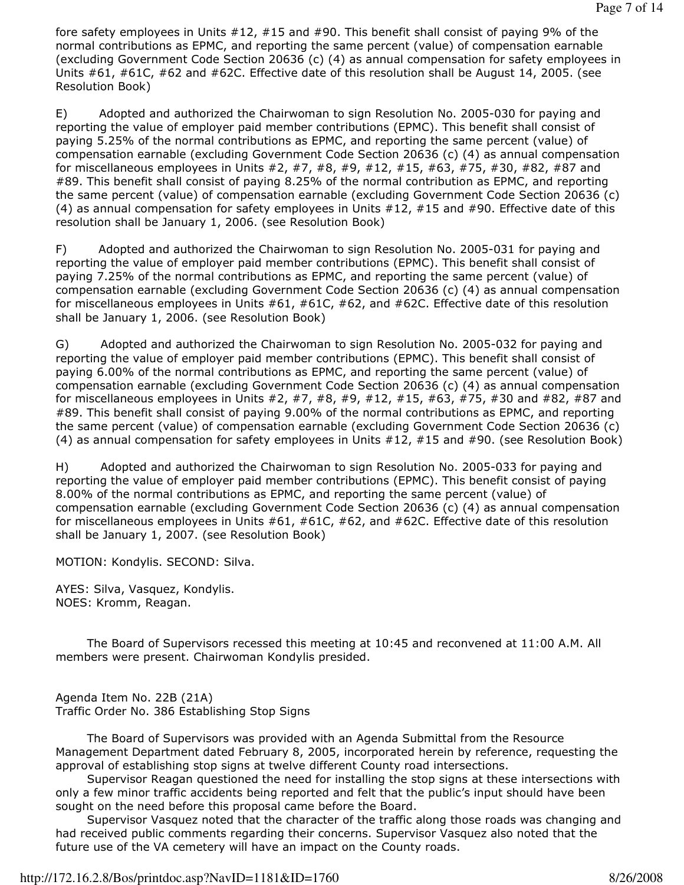fore safety employees in Units #12, #15 and #90. This benefit shall consist of paying 9% of the normal contributions as EPMC, and reporting the same percent (value) of compensation earnable (excluding Government Code Section 20636 (c) (4) as annual compensation for safety employees in Units #61, #61C, #62 and #62C. Effective date of this resolution shall be August 14, 2005. (see Resolution Book)

E) Adopted and authorized the Chairwoman to sign Resolution No. 2005-030 for paying and reporting the value of employer paid member contributions (EPMC). This benefit shall consist of paying 5.25% of the normal contributions as EPMC, and reporting the same percent (value) of compensation earnable (excluding Government Code Section 20636 (c) (4) as annual compensation for miscellaneous employees in Units #2, #7, #8, #9, #12, #15, #63, #75, #30, #82, #87 and #89. This benefit shall consist of paying 8.25% of the normal contribution as EPMC, and reporting the same percent (value) of compensation earnable (excluding Government Code Section 20636 (c) (4) as annual compensation for safety employees in Units #12, #15 and #90. Effective date of this resolution shall be January 1, 2006. (see Resolution Book)

F) Adopted and authorized the Chairwoman to sign Resolution No. 2005-031 for paying and reporting the value of employer paid member contributions (EPMC). This benefit shall consist of paying 7.25% of the normal contributions as EPMC, and reporting the same percent (value) of compensation earnable (excluding Government Code Section 20636 (c) (4) as annual compensation for miscellaneous employees in Units #61, #61C, #62, and #62C. Effective date of this resolution shall be January 1, 2006. (see Resolution Book)

G) Adopted and authorized the Chairwoman to sign Resolution No. 2005-032 for paying and reporting the value of employer paid member contributions (EPMC). This benefit shall consist of paying 6.00% of the normal contributions as EPMC, and reporting the same percent (value) of compensation earnable (excluding Government Code Section 20636 (c) (4) as annual compensation for miscellaneous employees in Units #2, #7, #8, #9, #12, #15, #63, #75, #30 and #82, #87 and #89. This benefit shall consist of paying 9.00% of the normal contributions as EPMC, and reporting the same percent (value) of compensation earnable (excluding Government Code Section 20636 (c) (4) as annual compensation for safety employees in Units #12, #15 and #90. (see Resolution Book)

H) Adopted and authorized the Chairwoman to sign Resolution No. 2005-033 for paying and reporting the value of employer paid member contributions (EPMC). This benefit consist of paying 8.00% of the normal contributions as EPMC, and reporting the same percent (value) of compensation earnable (excluding Government Code Section 20636 (c) (4) as annual compensation for miscellaneous employees in Units #61, #61C, #62, and #62C. Effective date of this resolution shall be January 1, 2007. (see Resolution Book)

MOTION: Kondylis. SECOND: Silva.

AYES: Silva, Vasquez, Kondylis.
NOES: Kromm, Reagan.

The Board of Supervisors recessed this meeting at 10:45 and reconvened at 11:00 A.M. All members were present. Chairwoman Kondylis presided.

Agenda Item No. 22B (21A)
Traffic Order No. 386 Establishing Stop Signs

The Board of Supervisors was provided with an Agenda Submittal from the Resource Management Department dated February 8, 2005, incorporated herein by reference, requesting the approval of establishing stop signs at twelve different County road intersections.

Supervisor Reagan questioned the need for installing the stop signs at these intersections with only a few minor traffic accidents being reported and felt that the public's input should have been sought on the need before this proposal came before the Board.

Supervisor Vasquez noted that the character of the traffic along those roads was changing and had received public comments regarding their concerns. Supervisor Vasquez also noted that the future use of the VA cemetery will have an impact on the County roads.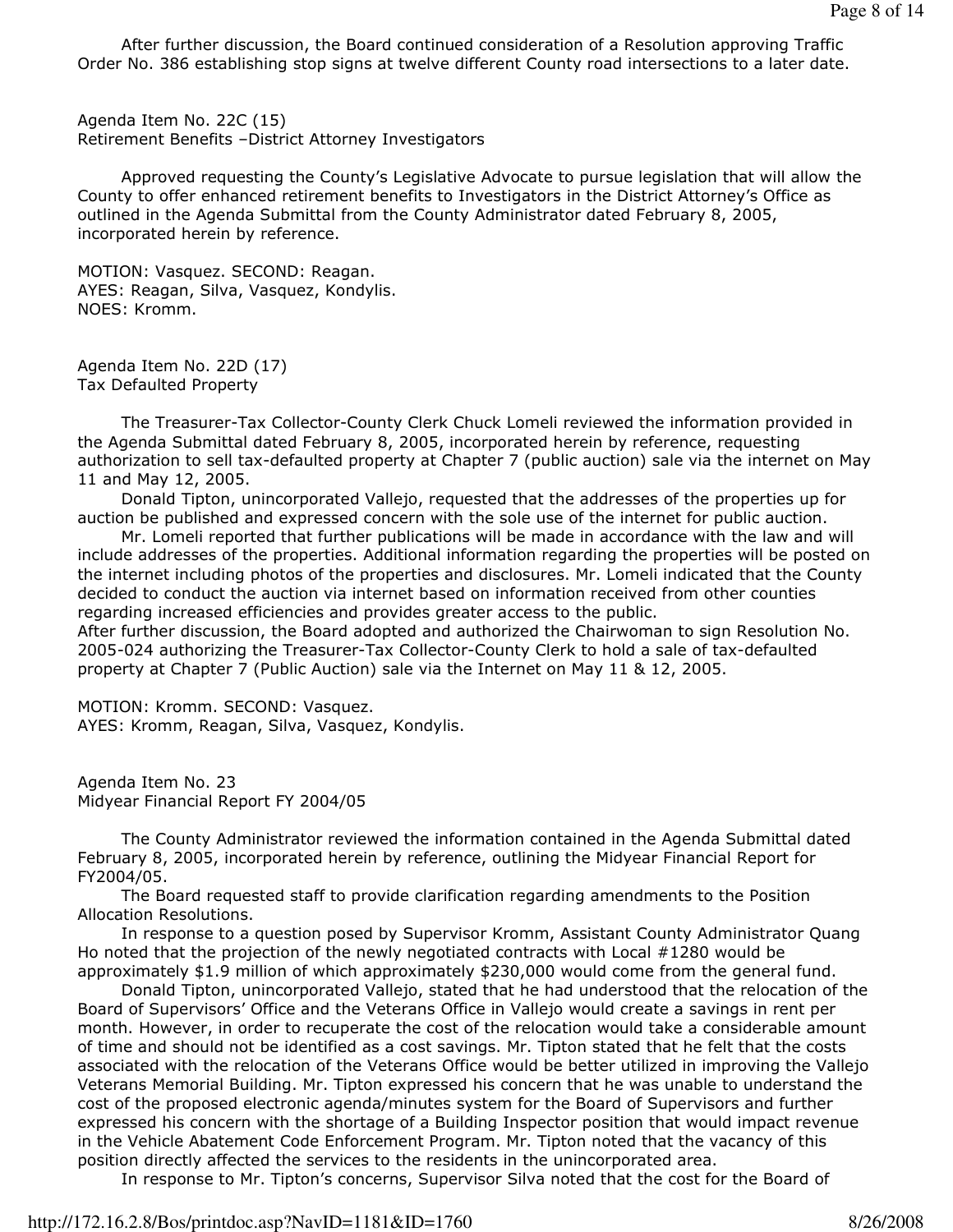After further discussion, the Board continued consideration of a Resolution approving Traffic Order No. 386 establishing stop signs at twelve different County road intersections to a later date.

Agenda Item No. 22C (15)
Retirement Benefits –District Attorney Investigators

Approved requesting the County's Legislative Advocate to pursue legislation that will allow the County to offer enhanced retirement benefits to Investigators in the District Attorney's Office as outlined in the Agenda Submittal from the County Administrator dated February 8, 2005, incorporated herein by reference.

MOTION: Vasquez. SECOND: Reagan.
AYES: Reagan, Silva, Vasquez, Kondylis.
NOES: Kromm.

Agenda Item No. 22D (17)
Tax Defaulted Property

The Treasurer-Tax Collector-County Clerk Chuck Lomeli reviewed the information provided in the Agenda Submittal dated February 8, 2005, incorporated herein by reference, requesting authorization to sell tax-defaulted property at Chapter 7 (public auction) sale via the internet on May 11 and May 12, 2005.

Donald Tipton, unincorporated Vallejo, requested that the addresses of the properties up for auction be published and expressed concern with the sole use of the internet for public auction.

Mr. Lomeli reported that further publications will be made in accordance with the law and will include addresses of the properties. Additional information regarding the properties will be posted on the internet including photos of the properties and disclosures. Mr. Lomeli indicated that the County decided to conduct the auction via internet based on information received from other counties regarding increased efficiencies and provides greater access to the public.

After further discussion, the Board adopted and authorized the Chairwoman to sign Resolution No. 2005-024 authorizing the Treasurer-Tax Collector-County Clerk to hold a sale of tax-defaulted property at Chapter 7 (Public Auction) sale via the Internet on May 11 & 12, 2005.

MOTION: Kromm. SECOND: Vasquez.
AYES: Kromm, Reagan, Silva, Vasquez, Kondylis.

Agenda Item No. 23
Midyear Financial Report FY 2004/05

The County Administrator reviewed the information contained in the Agenda Submittal dated February 8, 2005, incorporated herein by reference, outlining the Midyear Financial Report for FY2004/05.

The Board requested staff to provide clarification regarding amendments to the Position Allocation Resolutions.

In response to a question posed by Supervisor Kromm, Assistant County Administrator Quang Ho noted that the projection of the newly negotiated contracts with Local #1280 would be approximately $1.9 million of which approximately $230,000 would come from the general fund.

Donald Tipton, unincorporated Vallejo, stated that he had understood that the relocation of the Board of Supervisors' Office and the Veterans Office in Vallejo would create a savings in rent per month. However, in order to recuperate the cost of the relocation would take a considerable amount of time and should not be identified as a cost savings. Mr. Tipton stated that he felt that the costs associated with the relocation of the Veterans Office would be better utilized in improving the Vallejo Veterans Memorial Building. Mr. Tipton expressed his concern that he was unable to understand the cost of the proposed electronic agenda/minutes system for the Board of Supervisors and further expressed his concern with the shortage of a Building Inspector position that would impact revenue in the Vehicle Abatement Code Enforcement Program. Mr. Tipton noted that the vacancy of this position directly affected the services to the residents in the unincorporated area.

In response to Mr. Tipton's concerns, Supervisor Silva noted that the cost for the Board of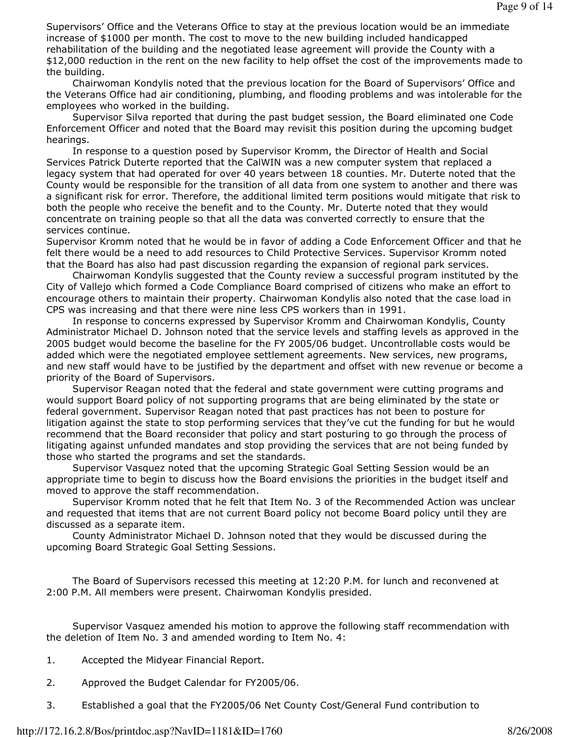Supervisors' Office and the Veterans Office to stay at the previous location would be an immediate increase of $1000 per month. The cost to move to the new building included handicapped rehabilitation of the building and the negotiated lease agreement will provide the County with a $12,000 reduction in the rent on the new facility to help offset the cost of the improvements made to the building.

Chairwoman Kondylis noted that the previous location for the Board of Supervisors' Office and the Veterans Office had air conditioning, plumbing, and flooding problems and was intolerable for the employees who worked in the building.

Supervisor Silva reported that during the past budget session, the Board eliminated one Code Enforcement Officer and noted that the Board may revisit this position during the upcoming budget hearings.

In response to a question posed by Supervisor Kromm, the Director of Health and Social Services Patrick Duterte reported that the CalWIN was a new computer system that replaced a legacy system that had operated for over 40 years between 18 counties. Mr. Duterte noted that the County would be responsible for the transition of all data from one system to another and there was a significant risk for error. Therefore, the additional limited term positions would mitigate that risk to both the people who receive the benefit and to the County. Mr. Duterte noted that they would concentrate on training people so that all the data was converted correctly to ensure that the services continue.

Supervisor Kromm noted that he would be in favor of adding a Code Enforcement Officer and that he felt there would be a need to add resources to Child Protective Services. Supervisor Kromm noted that the Board has also had past discussion regarding the expansion of regional park services.

Chairwoman Kondylis suggested that the County review a successful program instituted by the City of Vallejo which formed a Code Compliance Board comprised of citizens who make an effort to encourage others to maintain their property. Chairwoman Kondylis also noted that the case load in CPS was increasing and that there were nine less CPS workers than in 1991.

In response to concerns expressed by Supervisor Kromm and Chairwoman Kondylis, County Administrator Michael D. Johnson noted that the service levels and staffing levels as approved in the 2005 budget would become the baseline for the FY 2005/06 budget. Uncontrollable costs would be added which were the negotiated employee settlement agreements. New services, new programs, and new staff would have to be justified by the department and offset with new revenue or become a priority of the Board of Supervisors.

Supervisor Reagan noted that the federal and state government were cutting programs and would support Board policy of not supporting programs that are being eliminated by the state or federal government. Supervisor Reagan noted that past practices has not been to posture for litigation against the state to stop performing services that they've cut the funding for but he would recommend that the Board reconsider that policy and start posturing to go through the process of litigating against unfunded mandates and stop providing the services that are not being funded by those who started the programs and set the standards.

Supervisor Vasquez noted that the upcoming Strategic Goal Setting Session would be an appropriate time to begin to discuss how the Board envisions the priorities in the budget itself and moved to approve the staff recommendation.

Supervisor Kromm noted that he felt that Item No. 3 of the Recommended Action was unclear and requested that items that are not current Board policy not become Board policy until they are discussed as a separate item.

County Administrator Michael D. Johnson noted that they would be discussed during the upcoming Board Strategic Goal Setting Sessions.

The Board of Supervisors recessed this meeting at 12:20 P.M. for lunch and reconvened at 2:00 P.M. All members were present. Chairwoman Kondylis presided.

Supervisor Vasquez amended his motion to approve the following staff recommendation with the deletion of Item No. 3 and amended wording to Item No. 4:

1. Accepted the Midyear Financial Report.

2. Approved the Budget Calendar for FY2005/06.

3. Established a goal that the FY2005/06 Net County Cost/General Fund contribution to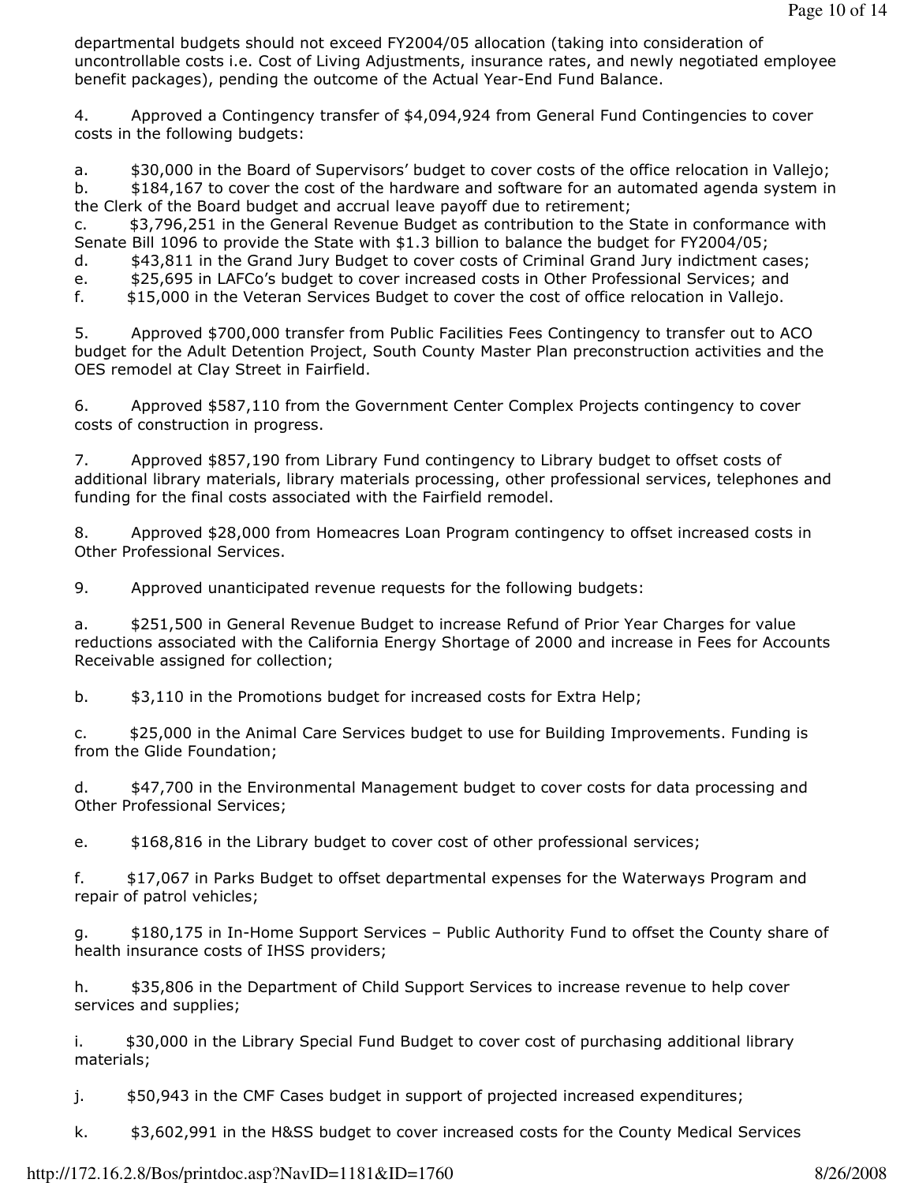departmental budgets should not exceed FY2004/05 allocation (taking into consideration of uncontrollable costs i.e. Cost of Living Adjustments, insurance rates, and newly negotiated employee benefit packages), pending the outcome of the Actual Year-End Fund Balance.

4. Approved a Contingency transfer of $4,094,924 from General Fund Contingencies to cover costs in the following budgets:

a. $30,000 in the Board of Supervisors' budget to cover costs of the office relocation in Vallejo;
b. $184,167 to cover the cost of the hardware and software for an automated agenda system in the Clerk of the Board budget and accrual leave payoff due to retirement;
c. $3,796,251 in the General Revenue Budget as contribution to the State in conformance with Senate Bill 1096 to provide the State with $1.3 billion to balance the budget for FY2004/05;
d. $43,811 in the Grand Jury Budget to cover costs of Criminal Grand Jury indictment cases;
e. $25,695 in LAFCo's budget to cover increased costs in Other Professional Services; and
f. $15,000 in the Veteran Services Budget to cover the cost of office relocation in Vallejo.

5. Approved $700,000 transfer from Public Facilities Fees Contingency to transfer out to ACO budget for the Adult Detention Project, South County Master Plan preconstruction activities and the OES remodel at Clay Street in Fairfield.

6. Approved $587,110 from the Government Center Complex Projects contingency to cover costs of construction in progress.

7. Approved $857,190 from Library Fund contingency to Library budget to offset costs of additional library materials, library materials processing, other professional services, telephones and funding for the final costs associated with the Fairfield remodel.

8. Approved $28,000 from Homeacres Loan Program contingency to offset increased costs in Other Professional Services.

9. Approved unanticipated revenue requests for the following budgets:

a. $251,500 in General Revenue Budget to increase Refund of Prior Year Charges for value reductions associated with the California Energy Shortage of 2000 and increase in Fees for Accounts Receivable assigned for collection;

b. $3,110 in the Promotions budget for increased costs for Extra Help;

c. $25,000 in the Animal Care Services budget to use for Building Improvements. Funding is from the Glide Foundation;

d. $47,700 in the Environmental Management budget to cover costs for data processing and Other Professional Services;

e. $168,816 in the Library budget to cover cost of other professional services;

f. $17,067 in Parks Budget to offset departmental expenses for the Waterways Program and repair of patrol vehicles;

g. $180,175 in In-Home Support Services – Public Authority Fund to offset the County share of health insurance costs of IHSS providers;

h. $35,806 in the Department of Child Support Services to increase revenue to help cover services and supplies;

i. $30,000 in the Library Special Fund Budget to cover cost of purchasing additional library materials;

j. $50,943 in the CMF Cases budget in support of projected increased expenditures;

k. $3,602,991 in the H&SS budget to cover increased costs for the County Medical Services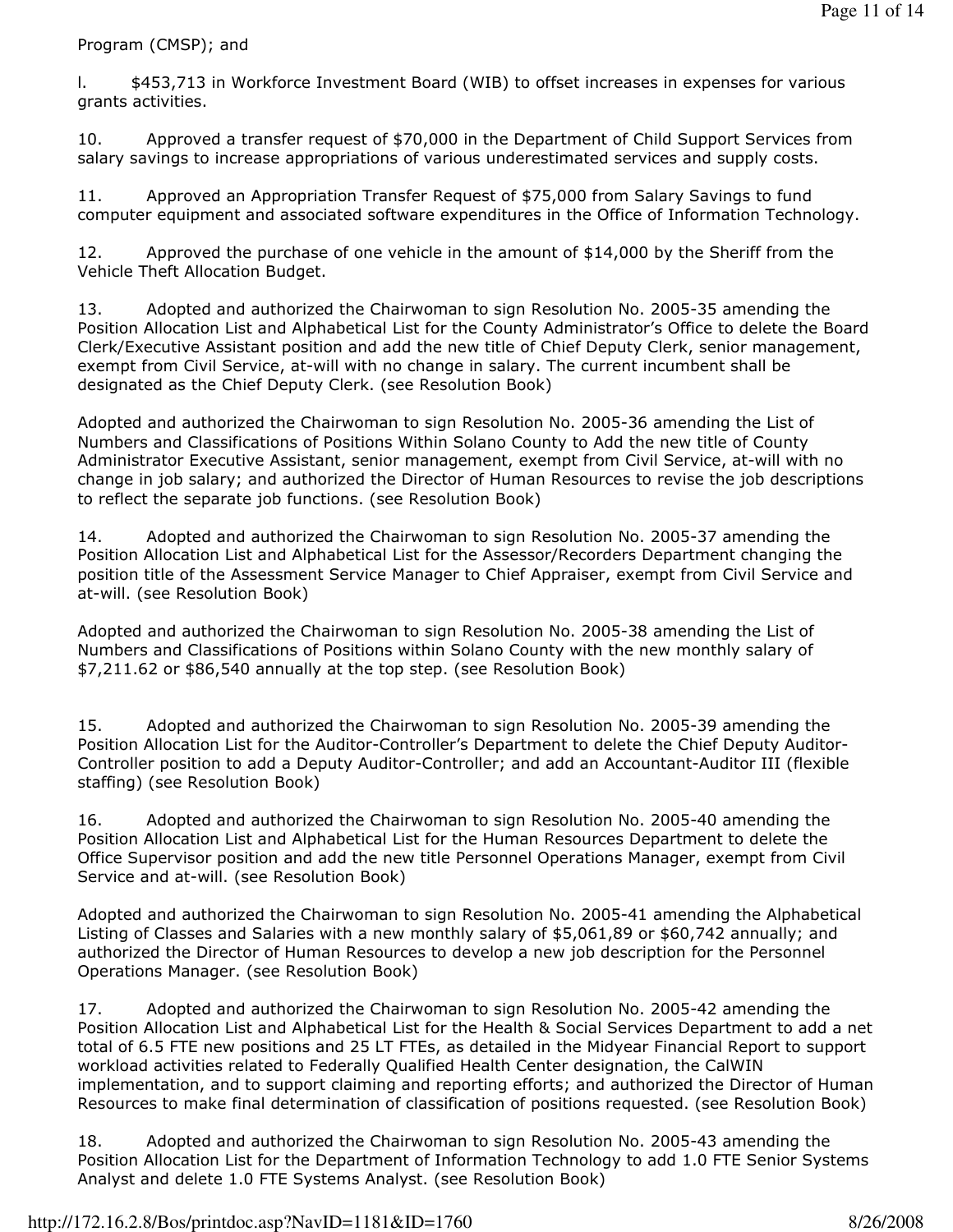Program (CMSP); and

l. $453,713 in Workforce Investment Board (WIB) to offset increases in expenses for various grants activities.

10. Approved a transfer request of $70,000 in the Department of Child Support Services from salary savings to increase appropriations of various underestimated services and supply costs.

11. Approved an Appropriation Transfer Request of $75,000 from Salary Savings to fund computer equipment and associated software expenditures in the Office of Information Technology.

12. Approved the purchase of one vehicle in the amount of $14,000 by the Sheriff from the Vehicle Theft Allocation Budget.

13. Adopted and authorized the Chairwoman to sign Resolution No. 2005-35 amending the Position Allocation List and Alphabetical List for the County Administrator's Office to delete the Board Clerk/Executive Assistant position and add the new title of Chief Deputy Clerk, senior management, exempt from Civil Service, at-will with no change in salary. The current incumbent shall be designated as the Chief Deputy Clerk. (see Resolution Book)

Adopted and authorized the Chairwoman to sign Resolution No. 2005-36 amending the List of Numbers and Classifications of Positions Within Solano County to Add the new title of County Administrator Executive Assistant, senior management, exempt from Civil Service, at-will with no change in job salary; and authorized the Director of Human Resources to revise the job descriptions to reflect the separate job functions. (see Resolution Book)

14. Adopted and authorized the Chairwoman to sign Resolution No. 2005-37 amending the Position Allocation List and Alphabetical List for the Assessor/Recorders Department changing the position title of the Assessment Service Manager to Chief Appraiser, exempt from Civil Service and at-will. (see Resolution Book)

Adopted and authorized the Chairwoman to sign Resolution No. 2005-38 amending the List of Numbers and Classifications of Positions within Solano County with the new monthly salary of $7,211.62 or $86,540 annually at the top step. (see Resolution Book)

15. Adopted and authorized the Chairwoman to sign Resolution No. 2005-39 amending the Position Allocation List for the Auditor-Controller's Department to delete the Chief Deputy Auditor-Controller position to add a Deputy Auditor-Controller; and add an Accountant-Auditor III (flexible staffing) (see Resolution Book)

16. Adopted and authorized the Chairwoman to sign Resolution No. 2005-40 amending the Position Allocation List and Alphabetical List for the Human Resources Department to delete the Office Supervisor position and add the new title Personnel Operations Manager, exempt from Civil Service and at-will. (see Resolution Book)

Adopted and authorized the Chairwoman to sign Resolution No. 2005-41 amending the Alphabetical Listing of Classes and Salaries with a new monthly salary of $5,061,89 or $60,742 annually; and authorized the Director of Human Resources to develop a new job description for the Personnel Operations Manager. (see Resolution Book)

17. Adopted and authorized the Chairwoman to sign Resolution No. 2005-42 amending the Position Allocation List and Alphabetical List for the Health & Social Services Department to add a net total of 6.5 FTE new positions and 25 LT FTEs, as detailed in the Midyear Financial Report to support workload activities related to Federally Qualified Health Center designation, the CalWIN implementation, and to support claiming and reporting efforts; and authorized the Director of Human Resources to make final determination of classification of positions requested. (see Resolution Book)

18. Adopted and authorized the Chairwoman to sign Resolution No. 2005-43 amending the Position Allocation List for the Department of Information Technology to add 1.0 FTE Senior Systems Analyst and delete 1.0 FTE Systems Analyst. (see Resolution Book)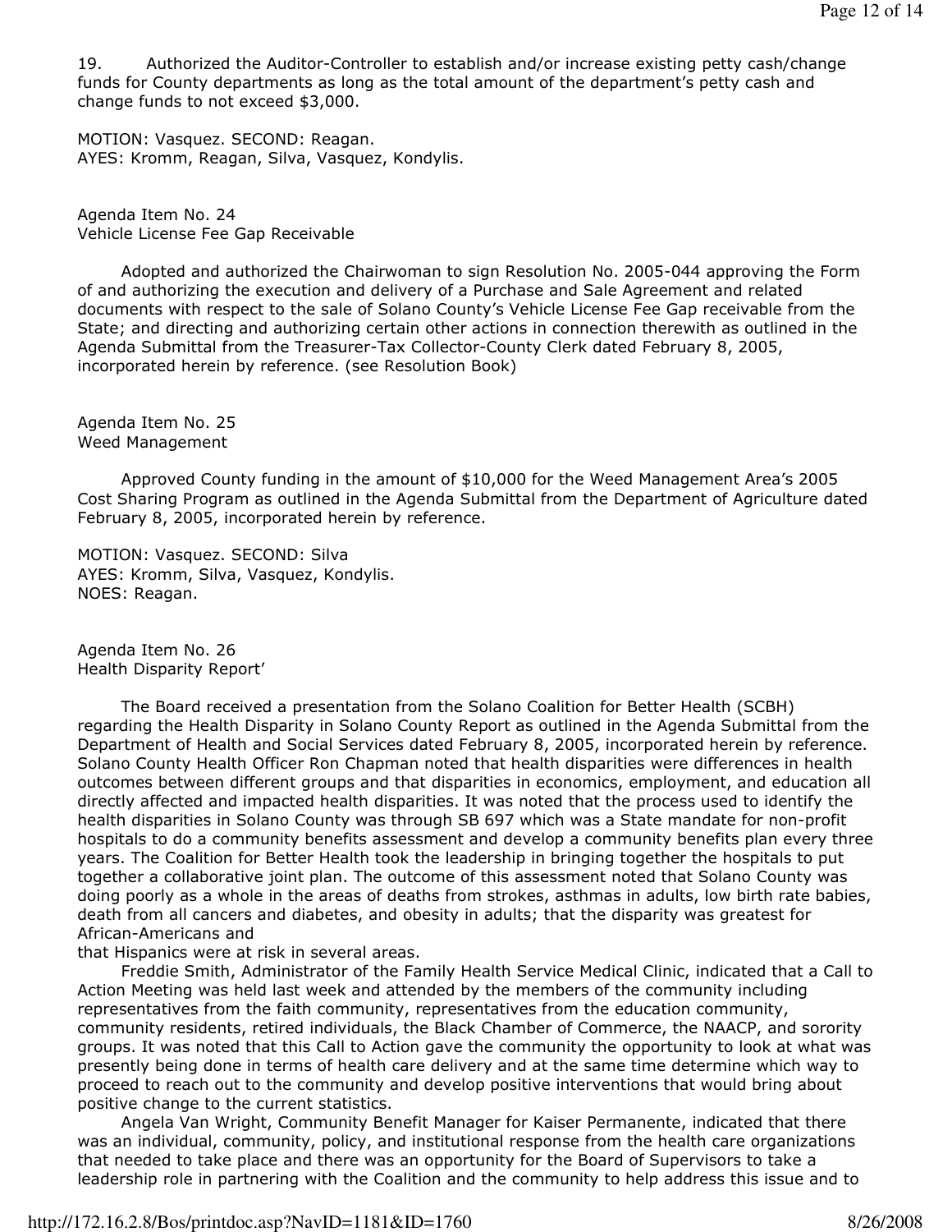19. Authorized the Auditor-Controller to establish and/or increase existing petty cash/change funds for County departments as long as the total amount of the department's petty cash and change funds to not exceed $3,000.

MOTION: Vasquez. SECOND: Reagan.
AYES: Kromm, Reagan, Silva, Vasquez, Kondylis.

Agenda Item No. 24
Vehicle License Fee Gap Receivable

Adopted and authorized the Chairwoman to sign Resolution No. 2005-044 approving the Form of and authorizing the execution and delivery of a Purchase and Sale Agreement and related documents with respect to the sale of Solano County's Vehicle License Fee Gap receivable from the State; and directing and authorizing certain other actions in connection therewith as outlined in the Agenda Submittal from the Treasurer-Tax Collector-County Clerk dated February 8, 2005, incorporated herein by reference. (see Resolution Book)

Agenda Item No. 25
Weed Management

Approved County funding in the amount of $10,000 for the Weed Management Area's 2005 Cost Sharing Program as outlined in the Agenda Submittal from the Department of Agriculture dated February 8, 2005, incorporated herein by reference.

MOTION: Vasquez. SECOND: Silva
AYES: Kromm, Silva, Vasquez, Kondylis.
NOES: Reagan.

Agenda Item No. 26
Health Disparity Report'

The Board received a presentation from the Solano Coalition for Better Health (SCBH) regarding the Health Disparity in Solano County Report as outlined in the Agenda Submittal from the Department of Health and Social Services dated February 8, 2005, incorporated herein by reference. Solano County Health Officer Ron Chapman noted that health disparities were differences in health outcomes between different groups and that disparities in economics, employment, and education all directly affected and impacted health disparities. It was noted that the process used to identify the health disparities in Solano County was through SB 697 which was a State mandate for non-profit hospitals to do a community benefits assessment and develop a community benefits plan every three years. The Coalition for Better Health took the leadership in bringing together the hospitals to put together a collaborative joint plan. The outcome of this assessment noted that Solano County was doing poorly as a whole in the areas of deaths from strokes, asthmas in adults, low birth rate babies, death from all cancers and diabetes, and obesity in adults; that the disparity was greatest for African-Americans and that Hispanics were at risk in several areas.

Freddie Smith, Administrator of the Family Health Service Medical Clinic, indicated that a Call to Action Meeting was held last week and attended by the members of the community including representatives from the faith community, representatives from the education community, community residents, retired individuals, the Black Chamber of Commerce, the NAACP, and sorority groups. It was noted that this Call to Action gave the community the opportunity to look at what was presently being done in terms of health care delivery and at the same time determine which way to proceed to reach out to the community and develop positive interventions that would bring about positive change to the current statistics.

Angela Van Wright, Community Benefit Manager for Kaiser Permanente, indicated that there was an individual, community, policy, and institutional response from the health care organizations that needed to take place and there was an opportunity for the Board of Supervisors to take a leadership role in partnering with the Coalition and the community to help address this issue and to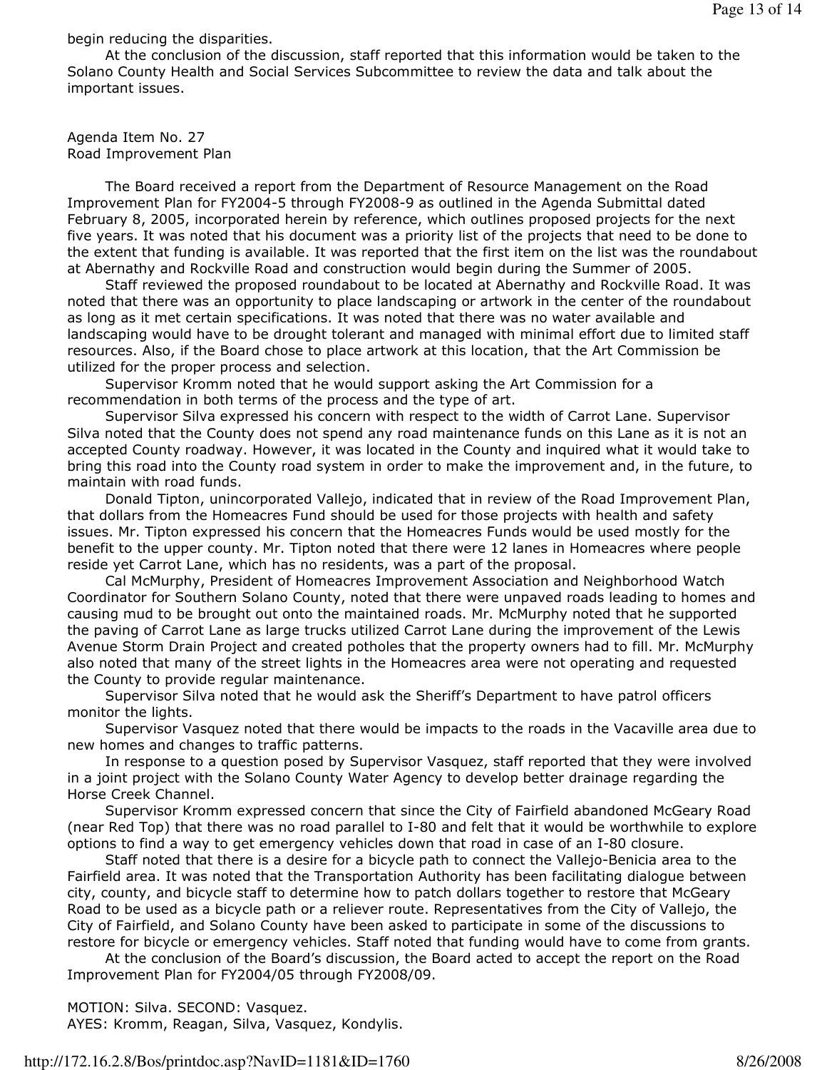begin reducing the disparities.

At the conclusion of the discussion, staff reported that this information would be taken to the Solano County Health and Social Services Subcommittee to review the data and talk about the important issues.

Agenda Item No. 27
Road Improvement Plan

The Board received a report from the Department of Resource Management on the Road Improvement Plan for FY2004-5 through FY2008-9 as outlined in the Agenda Submittal dated February 8, 2005, incorporated herein by reference, which outlines proposed projects for the next five years. It was noted that his document was a priority list of the projects that need to be done to the extent that funding is available. It was reported that the first item on the list was the roundabout at Abernathy and Rockville Road and construction would begin during the Summer of 2005.

Staff reviewed the proposed roundabout to be located at Abernathy and Rockville Road. It was noted that there was an opportunity to place landscaping or artwork in the center of the roundabout as long as it met certain specifications. It was noted that there was no water available and landscaping would have to be drought tolerant and managed with minimal effort due to limited staff resources. Also, if the Board chose to place artwork at this location, that the Art Commission be utilized for the proper process and selection.

Supervisor Kromm noted that he would support asking the Art Commission for a recommendation in both terms of the process and the type of art.

Supervisor Silva expressed his concern with respect to the width of Carrot Lane. Supervisor Silva noted that the County does not spend any road maintenance funds on this Lane as it is not an accepted County roadway. However, it was located in the County and inquired what it would take to bring this road into the County road system in order to make the improvement and, in the future, to maintain with road funds.

Donald Tipton, unincorporated Vallejo, indicated that in review of the Road Improvement Plan, that dollars from the Homeacres Fund should be used for those projects with health and safety issues. Mr. Tipton expressed his concern that the Homeacres Funds would be used mostly for the benefit to the upper county. Mr. Tipton noted that there were 12 lanes in Homeacres where people reside yet Carrot Lane, which has no residents, was a part of the proposal.

Cal McMurphy, President of Homeacres Improvement Association and Neighborhood Watch Coordinator for Southern Solano County, noted that there were unpaved roads leading to homes and causing mud to be brought out onto the maintained roads. Mr. McMurphy noted that he supported the paving of Carrot Lane as large trucks utilized Carrot Lane during the improvement of the Lewis Avenue Storm Drain Project and created potholes that the property owners had to fill. Mr. McMurphy also noted that many of the street lights in the Homeacres area were not operating and requested the County to provide regular maintenance.

Supervisor Silva noted that he would ask the Sheriff's Department to have patrol officers monitor the lights.

Supervisor Vasquez noted that there would be impacts to the roads in the Vacaville area due to new homes and changes to traffic patterns.

In response to a question posed by Supervisor Vasquez, staff reported that they were involved in a joint project with the Solano County Water Agency to develop better drainage regarding the Horse Creek Channel.

Supervisor Kromm expressed concern that since the City of Fairfield abandoned McGeary Road (near Red Top) that there was no road parallel to I-80 and felt that it would be worthwhile to explore options to find a way to get emergency vehicles down that road in case of an I-80 closure.

Staff noted that there is a desire for a bicycle path to connect the Vallejo-Benicia area to the Fairfield area. It was noted that the Transportation Authority has been facilitating dialogue between city, county, and bicycle staff to determine how to patch dollars together to restore that McGeary Road to be used as a bicycle path or a reliever route. Representatives from the City of Vallejo, the City of Fairfield, and Solano County have been asked to participate in some of the discussions to restore for bicycle or emergency vehicles. Staff noted that funding would have to come from grants.

At the conclusion of the Board's discussion, the Board acted to accept the report on the Road Improvement Plan for FY2004/05 through FY2008/09.

MOTION: Silva. SECOND: Vasquez.
AYES: Kromm, Reagan, Silva, Vasquez, Kondylis.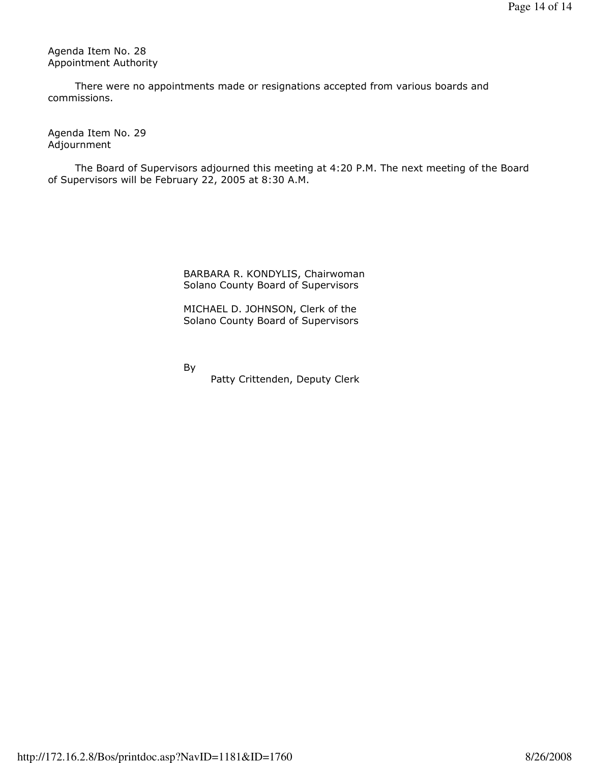Agenda Item No. 28
Appointment Authority

There were no appointments made or resignations accepted from various boards and commissions.

Agenda Item No. 29
Adjournment

The Board of Supervisors adjourned this meeting at 4:20 P.M. The next meeting of the Board of Supervisors will be February 22, 2005 at 8:30 A.M.

BARBARA R. KONDYLIS, Chairwoman
Solano County Board of Supervisors

MICHAEL D. JOHNSON, Clerk of the
Solano County Board of Supervisors

By
Patty Crittenden, Deputy Clerk